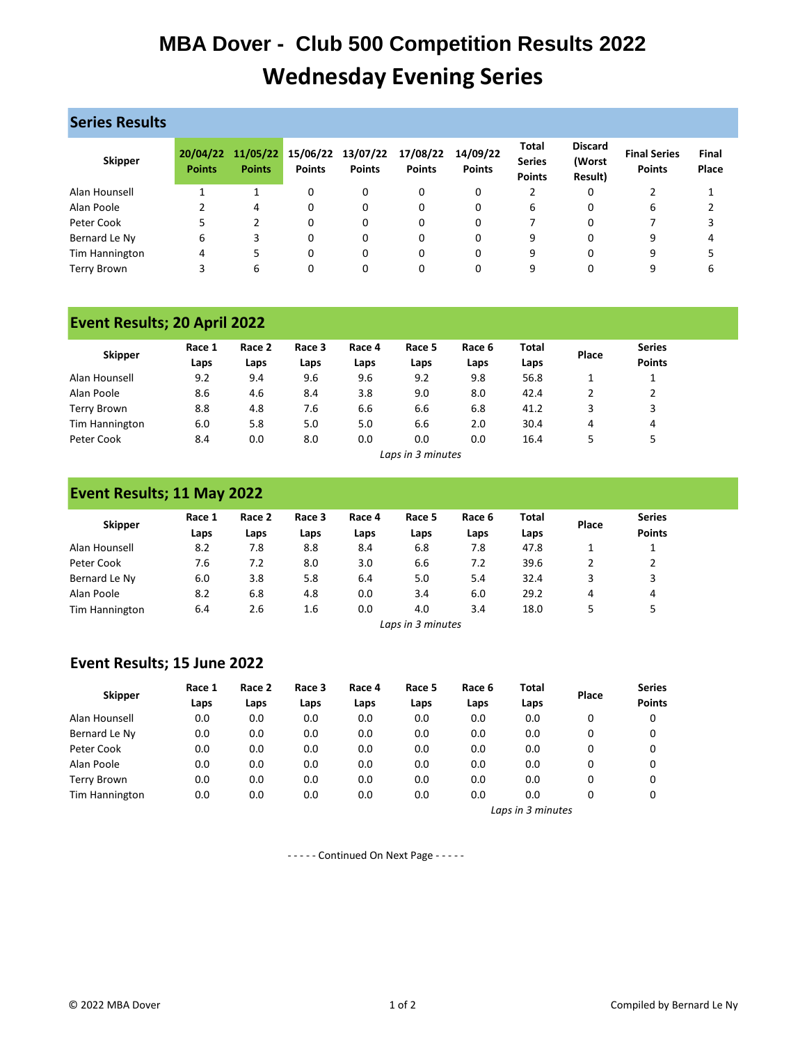# MBA Dover - Club 500 Competition Results 2022

# Wednesday Evening Series

## Series Results

| Skipper | 20/04/22 Points | 11/05/22 Points | 15/06/22 Points | 13/07/22 Points | 17/08/22 Points | 14/09/22 Points | Total Series Points | Discard (Worst Result) | Final Series Points | Final Place |
|---|---|---|---|---|---|---|---|---|---|---|
| Alan Hounsell | 1 | 1 | 0 | 0 | 0 | 0 | 2 | 0 | 2 | 1 |
| Alan Poole | 2 | 4 | 0 | 0 | 0 | 0 | 6 | 0 | 6 | 2 |
| Peter Cook | 5 | 2 | 0 | 0 | 0 | 0 | 7 | 0 | 7 | 3 |
| Bernard Le Ny | 6 | 3 | 0 | 0 | 0 | 0 | 9 | 0 | 9 | 4 |
| Tim Hannington | 4 | 5 | 0 | 0 | 0 | 0 | 9 | 0 | 9 | 5 |
| Terry Brown | 3 | 6 | 0 | 0 | 0 | 0 | 9 | 0 | 9 | 6 |

## Event Results; 20 April 2022

| Skipper | Race 1 Laps | Race 2 Laps | Race 3 Laps | Race 4 Laps | Race 5 Laps | Race 6 Laps | Total Laps | Place | Series Points |
|---|---|---|---|---|---|---|---|---|---|
| Alan Hounsell | 9.2 | 9.4 | 9.6 | 9.6 | 9.2 | 9.8 | 56.8 | 1 | 1 |
| Alan Poole | 8.6 | 4.6 | 8.4 | 3.8 | 9.0 | 8.0 | 42.4 | 2 | 2 |
| Terry Brown | 8.8 | 4.8 | 7.6 | 6.6 | 6.6 | 6.8 | 41.2 | 3 | 3 |
| Tim Hannington | 6.0 | 5.8 | 5.0 | 5.0 | 6.6 | 2.0 | 30.4 | 4 | 4 |
| Peter Cook | 8.4 | 0.0 | 8.0 | 0.0 | 0.0 | 0.0 | 16.4 | 5 | 5 |

*Laps in 3 minutes*

## Event Results; 11 May 2022

| Skipper | Race 1 Laps | Race 2 Laps | Race 3 Laps | Race 4 Laps | Race 5 Laps | Race 6 Laps | Total Laps | Place | Series Points |
|---|---|---|---|---|---|---|---|---|---|
| Alan Hounsell | 8.2 | 7.8 | 8.8 | 8.4 | 6.8 | 7.8 | 47.8 | 1 | 1 |
| Peter Cook | 7.6 | 7.2 | 8.0 | 3.0 | 6.6 | 7.2 | 39.6 | 2 | 2 |
| Bernard Le Ny | 6.0 | 3.8 | 5.8 | 6.4 | 5.0 | 5.4 | 32.4 | 3 | 3 |
| Alan Poole | 8.2 | 6.8 | 4.8 | 0.0 | 3.4 | 6.0 | 29.2 | 4 | 4 |
| Tim Hannington | 6.4 | 2.6 | 1.6 | 0.0 | 4.0 | 3.4 | 18.0 | 5 | 5 |

*Laps in 3 minutes*

## Event Results; 15 June 2022

| Skipper | Race 1 Laps | Race 2 Laps | Race 3 Laps | Race 4 Laps | Race 5 Laps | Race 6 Laps | Total Laps | Place | Series Points |
|---|---|---|---|---|---|---|---|---|---|
| Alan Hounsell | 0.0 | 0.0 | 0.0 | 0.0 | 0.0 | 0.0 | 0.0 | 0 | 0 |
| Bernard Le Ny | 0.0 | 0.0 | 0.0 | 0.0 | 0.0 | 0.0 | 0.0 | 0 | 0 |
| Peter Cook | 0.0 | 0.0 | 0.0 | 0.0 | 0.0 | 0.0 | 0.0 | 0 | 0 |
| Alan Poole | 0.0 | 0.0 | 0.0 | 0.0 | 0.0 | 0.0 | 0.0 | 0 | 0 |
| Terry Brown | 0.0 | 0.0 | 0.0 | 0.0 | 0.0 | 0.0 | 0.0 | 0 | 0 |
| Tim Hannington | 0.0 | 0.0 | 0.0 | 0.0 | 0.0 | 0.0 | 0.0 | 0 | 0 |

*Laps in 3 minutes*

- - - - - Continued On Next Page - - - - -

© 2022 MBA Dover

Compiled by Bernard Le Ny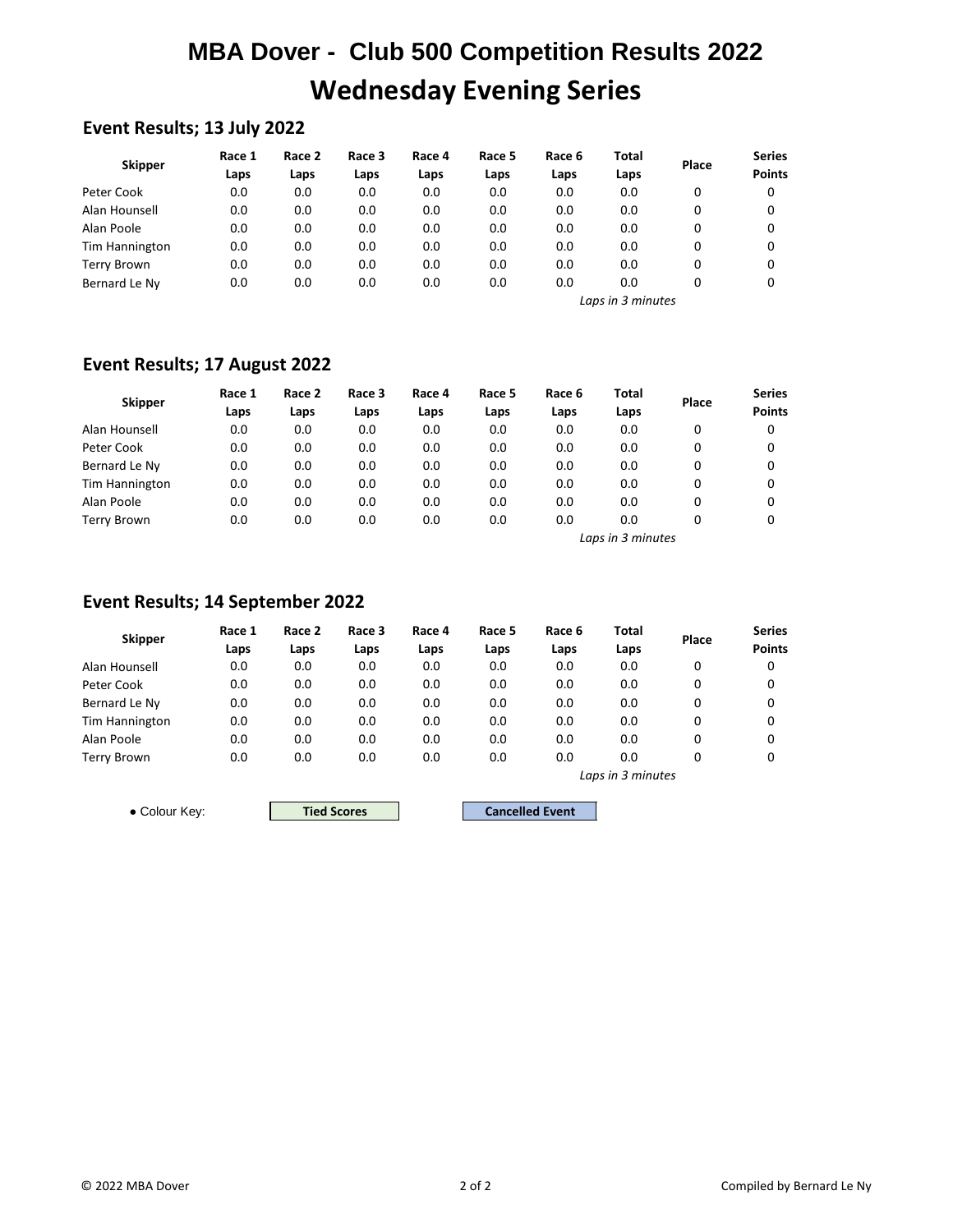# MBA Dover - Club 500 Competition Results 2022

# Wednesday Evening Series

## Event Results; 13 July 2022

| Skipper | Race 1 Laps | Race 2 Laps | Race 3 Laps | Race 4 Laps | Race 5 Laps | Race 6 Laps | Total Laps | Place | Series Points |
|---|---|---|---|---|---|---|---|---|---|
| Peter Cook | 0.0 | 0.0 | 0.0 | 0.0 | 0.0 | 0.0 | 0.0 | 0 | 0 |
| Alan Hounsell | 0.0 | 0.0 | 0.0 | 0.0 | 0.0 | 0.0 | 0.0 | 0 | 0 |
| Alan Poole | 0.0 | 0.0 | 0.0 | 0.0 | 0.0 | 0.0 | 0.0 | 0 | 0 |
| Tim Hannington | 0.0 | 0.0 | 0.0 | 0.0 | 0.0 | 0.0 | 0.0 | 0 | 0 |
| Terry Brown | 0.0 | 0.0 | 0.0 | 0.0 | 0.0 | 0.0 | 0.0 | 0 | 0 |
| Bernard Le Ny | 0.0 | 0.0 | 0.0 | 0.0 | 0.0 | 0.0 | 0.0 | 0 | 0 |

*Laps in 3 minutes*

## Event Results; 17 August 2022

| Skipper | Race 1 Laps | Race 2 Laps | Race 3 Laps | Race 4 Laps | Race 5 Laps | Race 6 Laps | Total Laps | Place | Series Points |
|---|---|---|---|---|---|---|---|---|---|
| Alan Hounsell | 0.0 | 0.0 | 0.0 | 0.0 | 0.0 | 0.0 | 0.0 | 0 | 0 |
| Peter Cook | 0.0 | 0.0 | 0.0 | 0.0 | 0.0 | 0.0 | 0.0 | 0 | 0 |
| Bernard Le Ny | 0.0 | 0.0 | 0.0 | 0.0 | 0.0 | 0.0 | 0.0 | 0 | 0 |
| Tim Hannington | 0.0 | 0.0 | 0.0 | 0.0 | 0.0 | 0.0 | 0.0 | 0 | 0 |
| Alan Poole | 0.0 | 0.0 | 0.0 | 0.0 | 0.0 | 0.0 | 0.0 | 0 | 0 |
| Terry Brown | 0.0 | 0.0 | 0.0 | 0.0 | 0.0 | 0.0 | 0.0 | 0 | 0 |

*Laps in 3 minutes*

## Event Results; 14 September 2022

| Skipper | Race 1 Laps | Race 2 Laps | Race 3 Laps | Race 4 Laps | Race 5 Laps | Race 6 Laps | Total Laps | Place | Series Points |
|---|---|---|---|---|---|---|---|---|---|
| Alan Hounsell | 0.0 | 0.0 | 0.0 | 0.0 | 0.0 | 0.0 | 0.0 | 0 | 0 |
| Peter Cook | 0.0 | 0.0 | 0.0 | 0.0 | 0.0 | 0.0 | 0.0 | 0 | 0 |
| Bernard Le Ny | 0.0 | 0.0 | 0.0 | 0.0 | 0.0 | 0.0 | 0.0 | 0 | 0 |
| Tim Hannington | 0.0 | 0.0 | 0.0 | 0.0 | 0.0 | 0.0 | 0.0 | 0 | 0 |
| Alan Poole | 0.0 | 0.0 | 0.0 | 0.0 | 0.0 | 0.0 | 0.0 | 0 | 0 |
| Terry Brown | 0.0 | 0.0 | 0.0 | 0.0 | 0.0 | 0.0 | 0.0 | 0 | 0 |

*Laps in 3 minutes*

- Colour Key: **Tied Scores** **Cancelled Event**

© 2022 MBA Dover

Compiled by Bernard Le Ny